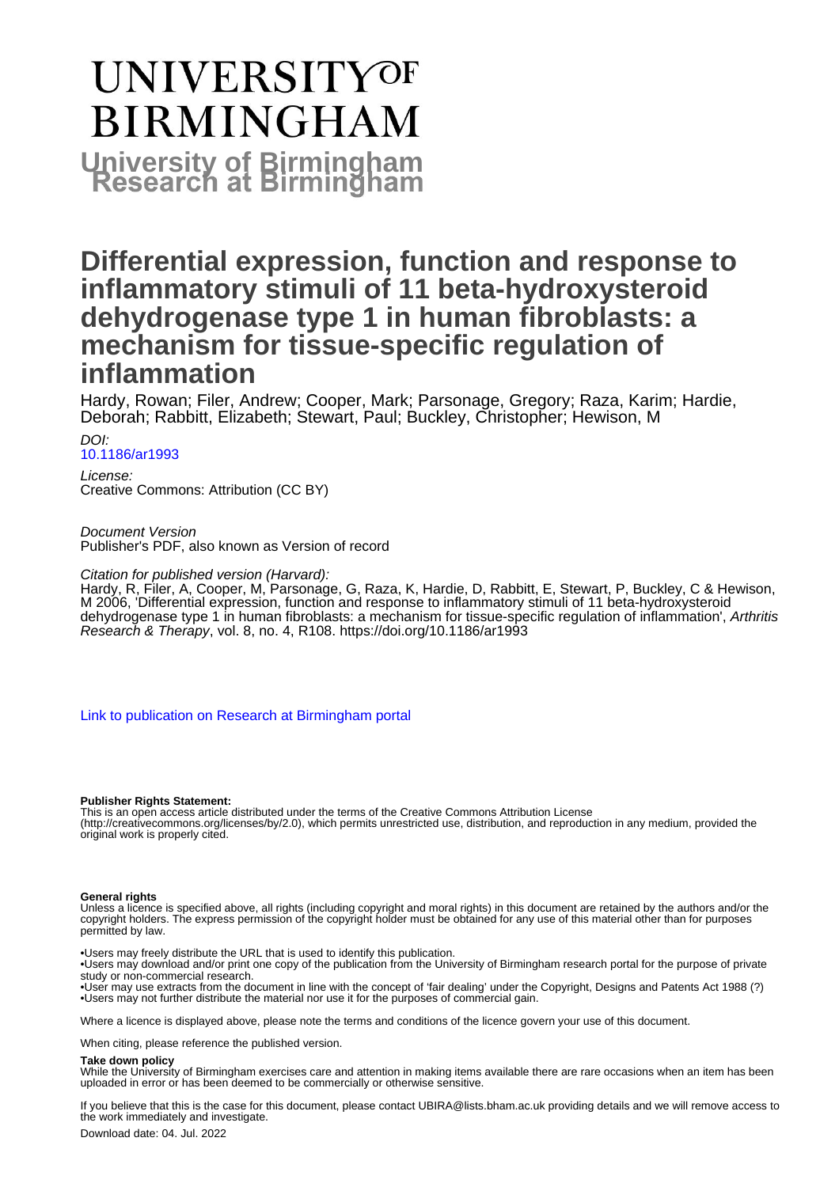# UNIVERSITY OF BIRMINGHAM

**University of Birmingham Research at Birmingham**

# Differential expression, function and response to inflammatory stimuli of 11 beta-hydroxysteroid dehydrogenase type 1 in human fibroblasts: a mechanism for tissue-specific regulation of inflammation

Hardy, Rowan; Filer, Andrew; Cooper, Mark; Parsonage, Gregory; Raza, Karim; Hardie, Deborah; Rabbitt, Elizabeth; Stewart, Paul; Buckley, Christopher; Hewison, M

*DOI:*
[10.1186/ar1993](https://doi.org/10.1186/ar1993)

*License:*
Creative Commons: Attribution (CC BY)

*Document Version*
Publisher's PDF, also known as Version of record

*Citation for published version (Harvard):*
Hardy, R, Filer, A, Cooper, M, Parsonage, G, Raza, K, Hardie, D, Rabbitt, E, Stewart, P, Buckley, C & Hewison, M 2006, 'Differential expression, function and response to inflammatory stimuli of 11 beta-hydroxysteroid dehydrogenase type 1 in human fibroblasts: a mechanism for tissue-specific regulation of inflammation', *Arthritis Research & Therapy*, vol. 8, no. 4, R108. https://doi.org/10.1186/ar1993

[Link to publication on Research at Birmingham portal]

**Publisher Rights Statement:**
This is an open access article distributed under the terms of the Creative Commons Attribution License (http://creativecommons.org/licenses/by/2.0), which permits unrestricted use, distribution, and reproduction in any medium, provided the original work is properly cited.

**General rights**
Unless a licence is specified above, all rights (including copyright and moral rights) in this document are retained by the authors and/or the copyright holders. The express permission of the copyright holder must be obtained for any use of this material other than for purposes permitted by law.

•Users may freely distribute the URL that is used to identify this publication.
•Users may download and/or print one copy of the publication from the University of Birmingham research portal for the purpose of private study or non-commercial research.
•User may use extracts from the document in line with the concept of 'fair dealing' under the Copyright, Designs and Patents Act 1988 (?)
•Users may not further distribute the material nor use it for the purposes of commercial gain.

Where a licence is displayed above, please note the terms and conditions of the licence govern your use of this document.

When citing, please reference the published version.

**Take down policy**
While the University of Birmingham exercises care and attention in making items available there are rare occasions when an item has been uploaded in error or has been deemed to be commercially or otherwise sensitive.

If you believe that this is the case for this document, please contact UBIRA@lists.bham.ac.uk providing details and we will remove access to the work immediately and investigate.

Download date: 04. Jul. 2022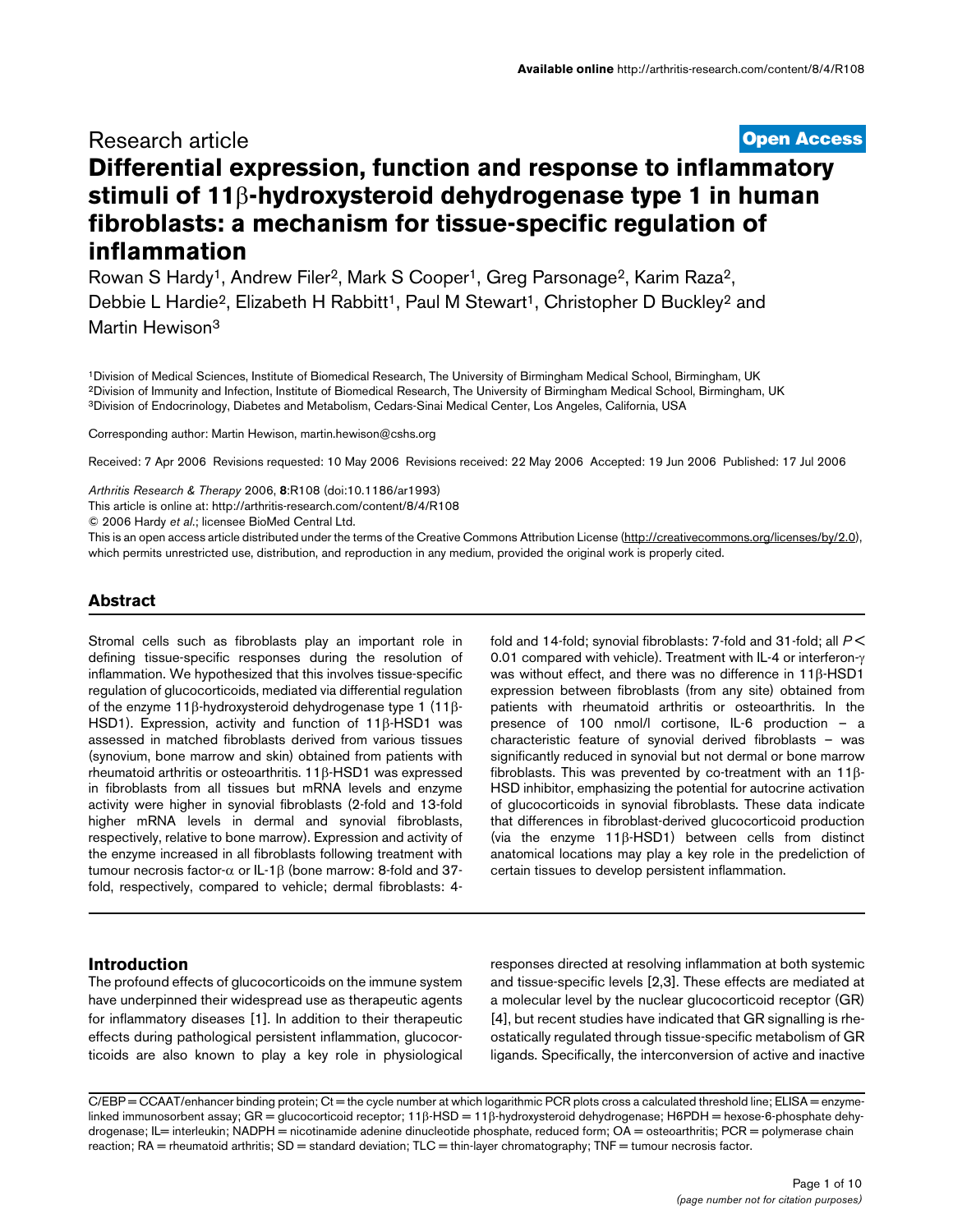Research article

**Open Access**

# Differential expression, function and response to inflammatory stimuli of 11β-hydroxysteroid dehydrogenase type 1 in human fibroblasts: a mechanism for tissue-specific regulation of inflammation

Rowan S Hardy[1], Andrew Filer[2], Mark S Cooper[1], Greg Parsonage[2], Karim Raza[2], Debbie L Hardie[2], Elizabeth H Rabbitt[1], Paul M Stewart[1], Christopher D Buckley[2] and Martin Hewison[3]

[1]Division of Medical Sciences, Institute of Biomedical Research, The University of Birmingham Medical School, Birmingham, UK
[2]Division of Immunity and Infection, Institute of Biomedical Research, The University of Birmingham Medical School, Birmingham, UK
[3]Division of Endocrinology, Diabetes and Metabolism, Cedars-Sinai Medical Center, Los Angeles, California, USA

Corresponding author: Martin Hewison, martin.hewison@cshs.org

Received: 7 Apr 2006 Revisions requested: 10 May 2006 Revisions received: 22 May 2006 Accepted: 19 Jun 2006 Published: 17 Jul 2006

*Arthritis Research & Therapy* 2006, **8**:R108 (doi:10.1186/ar1993)

This article is online at: http://arthritis-research.com/content/8/4/R108

© 2006 Hardy *et al.*; licensee BioMed Central Ltd.

This is an open access article distributed under the terms of the Creative Commons Attribution License (http://creativecommons.org/licenses/by/2.0), which permits unrestricted use, distribution, and reproduction in any medium, provided the original work is properly cited.

## Abstract

Stromal cells such as fibroblasts play an important role in defining tissue-specific responses during the resolution of inflammation. We hypothesized that this involves tissue-specific regulation of glucocorticoids, mediated via differential regulation of the enzyme 11β-hydroxysteroid dehydrogenase type 1 (11β-HSD1). Expression, activity and function of 11β-HSD1 was assessed in matched fibroblasts derived from various tissues (synovium, bone marrow and skin) obtained from patients with rheumatoid arthritis or osteoarthritis. 11β-HSD1 was expressed in fibroblasts from all tissues but mRNA levels and enzyme activity were higher in synovial fibroblasts (2-fold and 13-fold higher mRNA levels in dermal and synovial fibroblasts, respectively, relative to bone marrow). Expression and activity of the enzyme increased in all fibroblasts following treatment with tumour necrosis factor-α or IL-1β (bone marrow: 8-fold and 37-fold, respectively, compared to vehicle; dermal fibroblasts: 4-fold and 14-fold; synovial fibroblasts: 7-fold and 31-fold; all $P < 0.01$ compared with vehicle). Treatment with IL-4 or interferon-γ was without effect, and there was no difference in 11β-HSD1 expression between fibroblasts (from any site) obtained from patients with rheumatoid arthritis or osteoarthritis. In the presence of 100 nmol/l cortisone, IL-6 production – a characteristic feature of synovial derived fibroblasts – was significantly reduced in synovial but not dermal or bone marrow fibroblasts. This was prevented by co-treatment with an 11β-HSD inhibitor, emphasizing the potential for autocrine activation of glucocorticoids in synovial fibroblasts. These data indicate that differences in fibroblast-derived glucocorticoid production (via the enzyme 11β-HSD1) between cells from distinct anatomical locations may play a key role in the predeliction of certain tissues to develop persistent inflammation.

## Introduction

The profound effects of glucocorticoids on the immune system have underpinned their widespread use as therapeutic agents for inflammatory diseases [1]. In addition to their therapeutic effects during pathological persistent inflammation, glucocorticoids are also known to play a key role in physiological responses directed at resolving inflammation at both systemic and tissue-specific levels [2,3]. These effects are mediated at a molecular level by the nuclear glucocorticoid receptor (GR) [4], but recent studies have indicated that GR signalling is rheostatically regulated through tissue-specific metabolism of GR ligands. Specifically, the interconversion of active and inactive

C/EBP = CCAAT/enhancer binding protein; Ct = the cycle number at which logarithmic PCR plots cross a calculated threshold line; ELISA = enzyme-linked immunosorbent assay; GR = glucocorticoid receptor; 11β-HSD = 11β-hydroxysteroid dehydrogenase; H6PDH = hexose-6-phosphate dehydrogenase; IL= interleukin; NADPH = nicotinamide adenine dinucleotide phosphate, reduced form; OA = osteoarthritis; PCR = polymerase chain reaction; RA = rheumatoid arthritis; SD = standard deviation; TLC = thin-layer chromatography; TNF = tumour necrosis factor.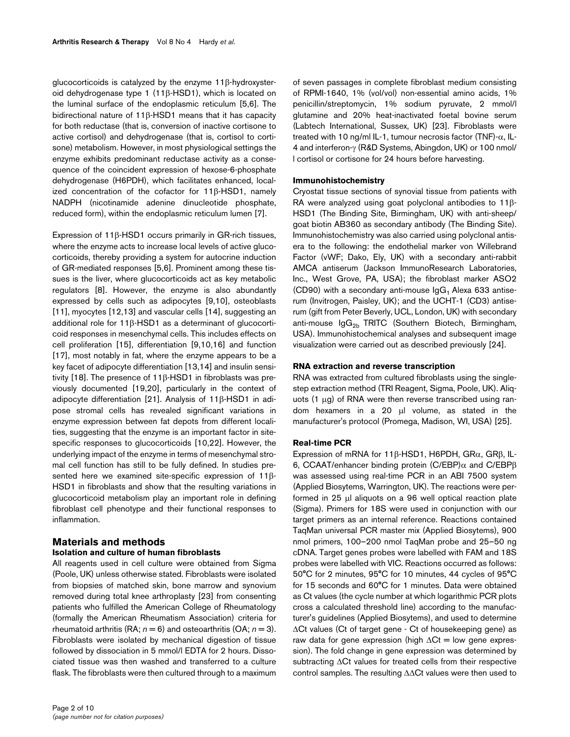glucocorticoids is catalyzed by the enzyme 11β-hydroxysteroid dehydrogenase type 1 (11β-HSD1), which is located on the luminal surface of the endoplasmic reticulum [5,6]. The bidirectional nature of 11β-HSD1 means that it has capacity for both reductase (that is, conversion of inactive cortisone to active cortisol) and dehydrogenase (that is, cortisol to cortisone) metabolism. However, in most physiological settings the enzyme exhibits predominant reductase activity as a consequence of the coincident expression of hexose-6-phosphate dehydrogenase (H6PDH), which facilitates enhanced, localized concentration of the cofactor for 11β-HSD1, namely NADPH (nicotinamide adenine dinucleotide phosphate, reduced form), within the endoplasmic reticulum lumen [7].

Expression of 11β-HSD1 occurs primarily in GR-rich tissues, where the enzyme acts to increase local levels of active glucocorticoids, thereby providing a system for autocrine induction of GR-mediated responses [5,6]. Prominent among these tissues is the liver, where glucocorticoids act as key metabolic regulators [8]. However, the enzyme is also abundantly expressed by cells such as adipocytes [9,10], osteoblasts [11], myocytes [12,13] and vascular cells [14], suggesting an additional role for 11β-HSD1 as a determinant of glucocorticoid responses in mesenchymal cells. This includes effects on cell proliferation [15], differentiation [9,10,16] and function [17], most notably in fat, where the enzyme appears to be a key facet of adipocyte differentiation [13,14] and insulin sensitivity [18]. The presence of 11β-HSD1 in fibroblasts was previously documented [19,20], particularly in the context of adipocyte differentiation [21]. Analysis of 11β-HSD1 in adipose stromal cells has revealed significant variations in enzyme expression between fat depots from different localities, suggesting that the enzyme is an important factor in site-specific responses to glucocorticoids [10,22]. However, the underlying impact of the enzyme in terms of mesenchymal stromal cell function has still to be fully defined. In studies presented here we examined site-specific expression of 11β-HSD1 in fibroblasts and show that the resulting variations in glucocorticoid metabolism play an important role in defining fibroblast cell phenotype and their functional responses to inflammation.

## Materials and methods

### Isolation and culture of human fibroblasts

All reagents used in cell culture were obtained from Sigma (Poole, UK) unless otherwise stated. Fibroblasts were isolated from biopsies of matched skin, bone marrow and synovium removed during total knee arthroplasty [23] from consenting patients who fulfilled the American College of Rheumatology (formally the American Rheumatism Association) criteria for rheumatoid arthritis (RA; $n = 6$) and osteoarthritis (OA; $n = 3$). Fibroblasts were isolated by mechanical digestion of tissue followed by dissociation in 5 mmol/l EDTA for 2 hours. Dissociated tissue was then washed and transferred to a culture flask. The fibroblasts were then cultured through to a maximum of seven passages in complete fibroblast medium consisting of RPMI-1640, 1% (vol/vol) non-essential amino acids, 1% penicillin/streptomycin, 1% sodium pyruvate, 2 mmol/l glutamine and 20% heat-inactivated foetal bovine serum (Labtech International, Sussex, UK) [23]. Fibroblasts were treated with 10 ng/ml IL-1, tumour necrosis factor (TNF)-α, IL-4 and interferon-γ (R&D Systems, Abingdon, UK) or 100 nmol/l cortisol or cortisone for 24 hours before harvesting.

### Immunohistochemistry

Cryostat tissue sections of synovial tissue from patients with RA were analyzed using goat polyclonal antibodies to 11β-HSD1 (The Binding Site, Birmingham, UK) with anti-sheep/goat biotin AB360 as secondary antibody (The Binding Site). Immunohistochemistry was also carried using polyclonal antisera to the following: the endothelial marker von Willebrand Factor (vWF; Dako, Ely, UK) with a secondary anti-rabbit AMCA antiserum (Jackson ImmunoResearch Laboratories, Inc., West Grove, PA, USA); the fibroblast marker ASO2 (CD90) with a secondary anti-mouse $IgG_1$ Alexa 633 antiserum (Invitrogen, Paisley, UK); and the UCHT-1 (CD3) antiserum (gift from Peter Beverly, UCL, London, UK) with secondary anti-mouse $IgG_{2b}$ TRITC (Southern Biotech, Birmingham, USA). Immunohistochemical analyses and subsequent image visualization were carried out as described previously [24].

### RNA extraction and reverse transcription

RNA was extracted from cultured fibroblasts using the single-step extraction method (TRI Reagent, Sigma, Poole, UK). Aliquots (1 μg) of RNA were then reverse transcribed using random hexamers in a 20 μl volume, as stated in the manufacturer's protocol (Promega, Madison, WI, USA) [25].

### Real-time PCR

Expression of mRNA for 11β-HSD1, H6PDH, GRα, GRβ, IL-6, CCAAT/enhancer binding protein (C/EBP)α and C/EBPβ was assessed using real-time PCR in an ABI 7500 system (Applied Biosytems, Warrington, UK). The reactions were performed in 25 μl aliquots on a 96 well optical reaction plate (Sigma). Primers for 18S were used in conjunction with our target primers as an internal reference. Reactions contained TaqMan universal PCR master mix (Applied Biosytems), 900 nmol primers, 100–200 nmol TaqMan probe and 25–50 ng cDNA. Target genes probes were labelled with FAM and 18S probes were labelled with VIC. Reactions occurred as follows: 50°C for 2 minutes, 95°C for 10 minutes, 44 cycles of 95°C for 15 seconds and 60°C for 1 minutes. Data were obtained as Ct values (the cycle number at which logarithmic PCR plots cross a calculated threshold line) according to the manufacturer's guidelines (Applied Biosytems), and used to determine ΔCt values (Ct of target gene - Ct of housekeeping gene) as raw data for gene expression (high ΔCt = low gene expression). The fold change in gene expression was determined by subtracting ΔCt values for treated cells from their respective control samples. The resulting ΔΔCt values were then used to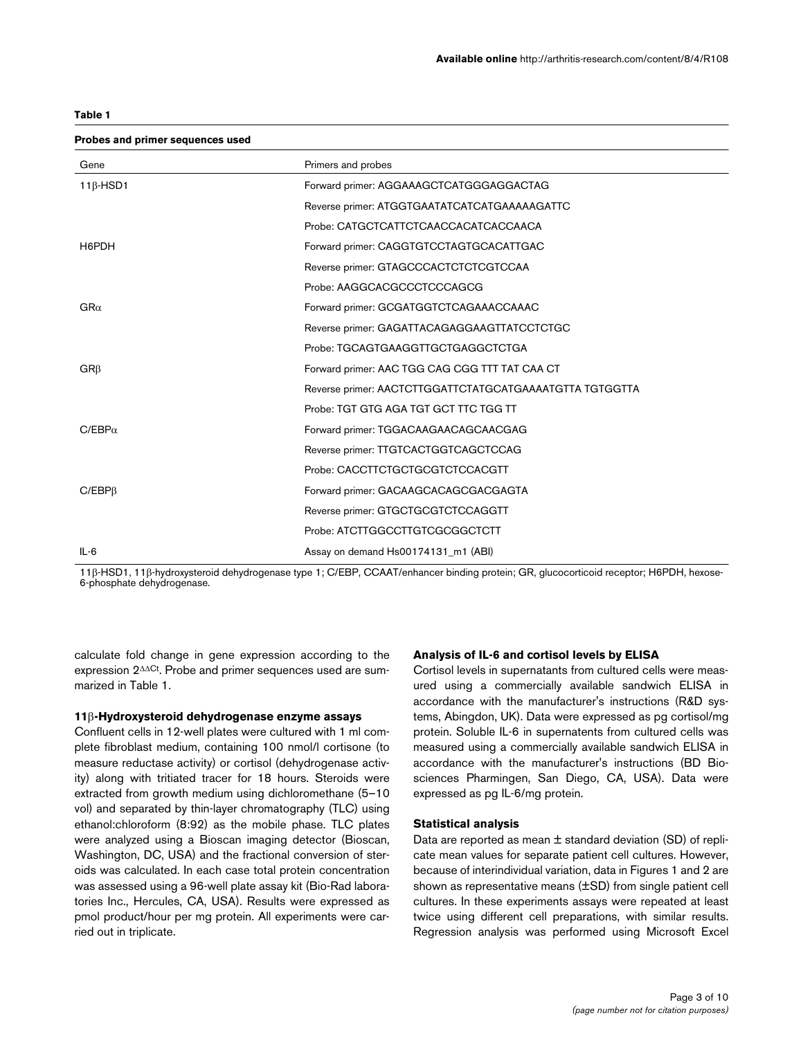**Table 1**

**Probes and primer sequences used**

| Gene | Primers and probes |
|---|---|
| 11β-HSD1 | Forward primer: AGGAAAGCTCATGGGAGGACTAG |
| | Reverse primer: ATGGTGAATATCATCATGAAAAAGATTC |
| | Probe: CATGCTCATTCTCAACCACATCACCAACA |
| H6PDH | Forward primer: CAGGTGTCCTAGTGCACATTGAC |
| | Reverse primer: GTAGCCCACTCTCTCGTCCAA |
| | Probe: AAGGCACGCCCTCCCAGCG |
| GRα | Forward primer: GCGATGGTCTCAGAAACCAAAC |
| | Reverse primer: GAGATTACAGAGGAAGTTATCCTCTGC |
| | Probe: TGCAGTGAAGGTTGCTGAGGCTCTGA |
| GRβ | Forward primer: AAC TGG CAG CGG TTT TAT CAA CT |
| | Reverse primer: AACTCTTGGATTCTATGCATGAAAATGTTA TGTGGTTA |
| | Probe: TGT GTG AGA TGT GCT TTC TGG TT |
| C/EBPα | Forward primer: TGGACAAGAACAGCAACGAG |
| | Reverse primer: TTGTCACTGGTCAGCTCCAG |
| | Probe: CACCTTCTGCTGCGTCTCCACGTT |
| C/EBPβ | Forward primer: GACAAGCACAGCGACGAGTA |
| | Reverse primer: GTGCTGCGTCTCCAGGTT |
| | Probe: ATCTTGGCCTTGTCGCGGCTCTT |
| IL-6 | Assay on demand Hs00174131_m1 (ABI) |

11β-HSD1, 11β-hydroxysteroid dehydrogenase type 1; C/EBP, CCAAT/enhancer binding protein; GR, glucocorticoid receptor; H6PDH, hexose-6-phosphate dehydrogenase.

calculate fold change in gene expression according to the expression $2^{\Delta\Delta Ct}$. Probe and primer sequences used are summarized in Table 1.

#### 11β-Hydroxysteroid dehydrogenase enzyme assays

Confluent cells in 12-well plates were cultured with 1 ml complete fibroblast medium, containing 100 nmol/l cortisone (to measure reductase activity) or cortisol (dehydrogenase activity) along with tritiated tracer for 18 hours. Steroids were extracted from growth medium using dichloromethane (5–10 vol) and separated by thin-layer chromatography (TLC) using ethanol:chloroform (8:92) as the mobile phase. TLC plates were analyzed using a Bioscan imaging detector (Bioscan, Washington, DC, USA) and the fractional conversion of steroids was calculated. In each case total protein concentration was assessed using a 96-well plate assay kit (Bio-Rad laboratories Inc., Hercules, CA, USA). Results were expressed as pmol product/hour per mg protein. All experiments were carried out in triplicate.

#### Analysis of IL-6 and cortisol levels by ELISA

Cortisol levels in supernatants from cultured cells were measured using a commercially available sandwich ELISA in accordance with the manufacturer's instructions (R&D systems, Abingdon, UK). Data were expressed as pg cortisol/mg protein. Soluble IL-6 in supernatents from cultured cells was measured using a commercially available sandwich ELISA in accordance with the manufacturer's instructions (BD Biosciences Pharmingen, San Diego, CA, USA). Data were expressed as pg IL-6/mg protein.

#### Statistical analysis

Data are reported as mean ± standard deviation (SD) of replicate mean values for separate patient cell cultures. However, because of interindividual variation, data in Figures 1 and 2 are shown as representative means (±SD) from single patient cell cultures. In these experiments assays were repeated at least twice using different cell preparations, with similar results. Regression analysis was performed using Microsoft Excel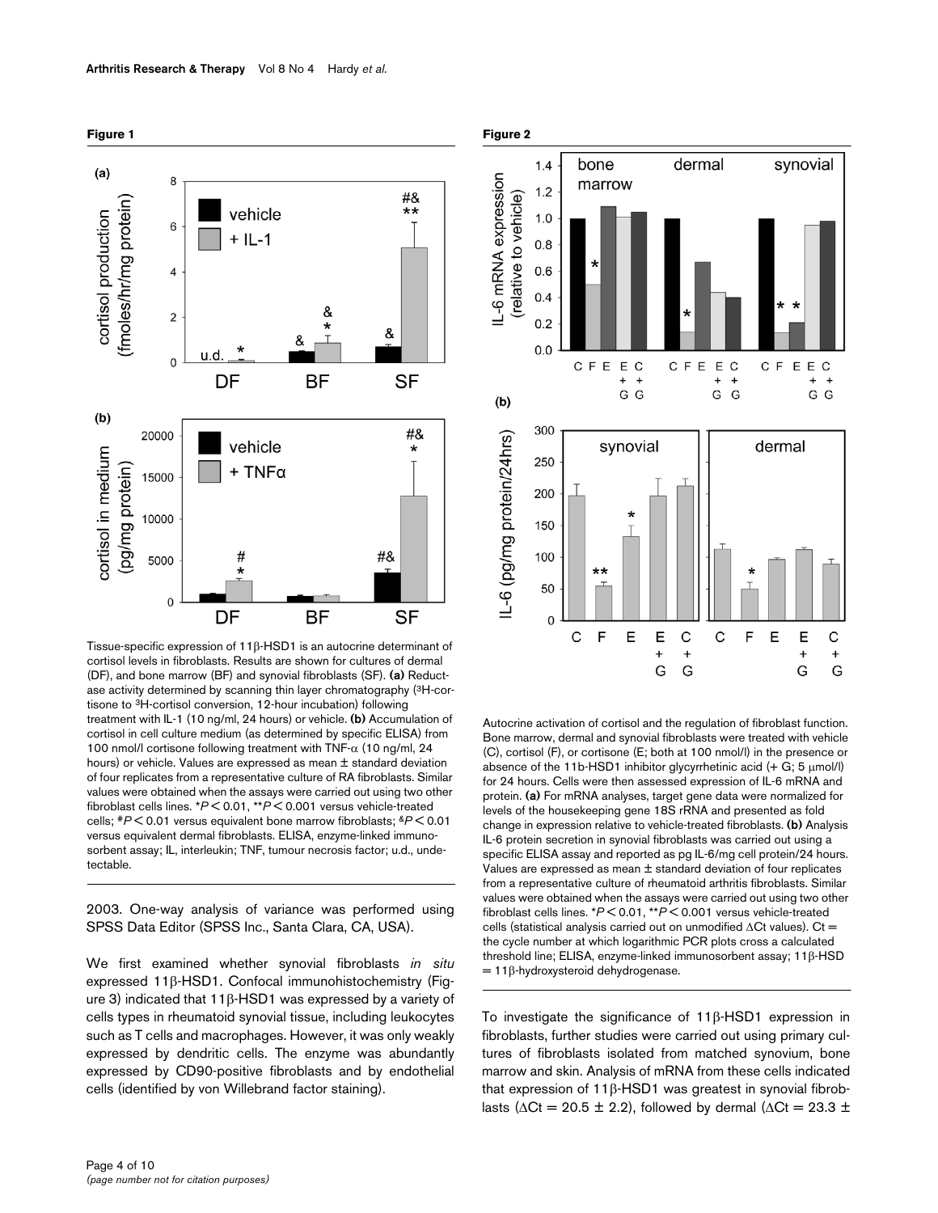**Figure 1**

Tissue-specific expression of 11β-HSD1 is an autocrine determinant of cortisol levels in fibroblasts. Results are shown for cultures of dermal (DF), and bone marrow (BF) and synovial fibroblasts (SF). **(a)** Reductase activity determined by scanning thin layer chromatography ($^3$H-cortisone to $^3$H-cortisol conversion, 12-hour incubation) following treatment with IL-1 (10 ng/ml, 24 hours) or vehicle. **(b)** Accumulation of cortisol in cell culture medium (as determined by specific ELISA) from 100 nmol/l cortisone following treatment with TNF-α (10 ng/ml, 24 hours) or vehicle. Values are expressed as mean ± standard deviation of four replicates from a representative culture of RA fibroblasts. Similar values were obtained when the assays were carried out using two other fibroblast cells lines. *$P < 0.01$, **$P < 0.001$ versus vehicle-treated cells; #$P < 0.01$ versus equivalent bone marrow fibroblasts; &$P < 0.01$ versus equivalent dermal fibroblasts. ELISA, enzyme-linked immunosorbent assay; IL, interleukin; TNF, tumour necrosis factor; u.d., undetectable.

2003. One-way analysis of variance was performed using SPSS Data Editor (SPSS Inc., Santa Clara, CA, USA).

We first examined whether synovial fibroblasts *in situ* expressed 11β-HSD1. Confocal immunohistochemistry (Figure 3) indicated that 11β-HSD1 was expressed by a variety of cells types in rheumatoid synovial tissue, including leukocytes such as T cells and macrophages. However, it was only weakly expressed by dendritic cells. The enzyme was abundantly expressed by CD90-positive fibroblasts and by endothelial cells (identified by von Willebrand factor staining).

**Figure 2**

Autocrine activation of cortisol and the regulation of fibroblast function. Bone marrow, dermal and synovial fibroblasts were treated with vehicle (C), cortisol (F), or cortisone (E; both at 100 nmol/l) in the presence or absence of the 11b-HSD1 inhibitor glycyrrhetinic acid (+ G; 5 μmol/l) for 24 hours. Cells were then assessed expression of IL-6 mRNA and protein. **(a)** For mRNA analyses, target gene data were normalized for levels of the housekeeping gene 18S rRNA and presented as fold change in expression relative to vehicle-treated fibroblasts. **(b)** Analysis IL-6 protein secretion in synovial fibroblasts was carried out using a specific ELISA assay and reported as pg IL-6/mg cell protein/24 hours. Values are expressed as mean ± standard deviation of four replicates from a representative culture of rheumatoid arthritis fibroblasts. Similar values were obtained when the assays were carried out using two other fibroblast cells lines. *$P < 0.01$, **$P < 0.001$ versus vehicle-treated cells (statistical analysis carried out on unmodified ΔCt values). Ct = the cycle number at which logarithmic PCR plots cross a calculated threshold line; ELISA, enzyme-linked immunosorbent assay; 11β-HSD = 11β-hydroxysteroid dehydrogenase.

To investigate the significance of 11β-HSD1 expression in fibroblasts, further studies were carried out using primary cultures of fibroblasts isolated from matched synovium, bone marrow and skin. Analysis of mRNA from these cells indicated that expression of 11β-HSD1 was greatest in synovial fibroblasts (ΔCt = 20.5 ± 2.2), followed by dermal (ΔCt = 23.3 ±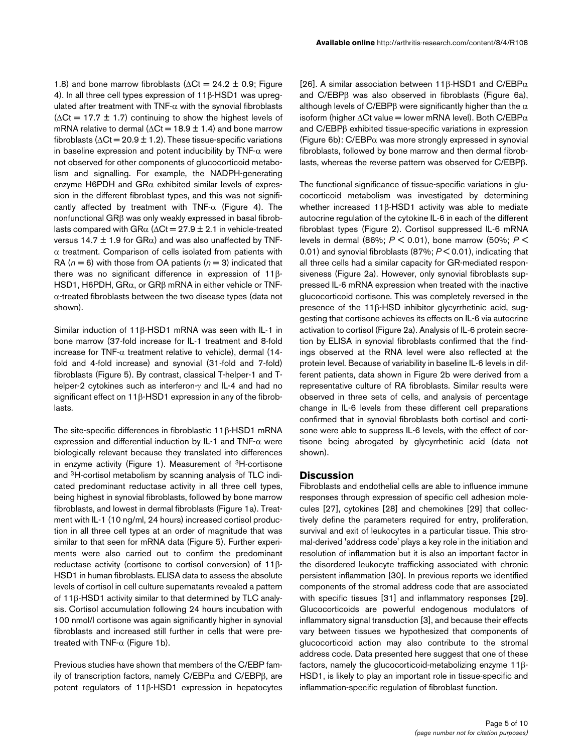1.8) and bone marrow fibroblasts ($\Delta$Ct = 24.2 ± 0.9; Figure 4). In all three cell types expression of 11β-HSD1 was upregulated after treatment with TNF-α with the synovial fibroblasts ($\Delta$Ct = 17.7 ± 1.7) continuing to show the highest levels of mRNA relative to dermal ($\Delta$Ct = 18.9 ± 1.4) and bone marrow fibroblasts ($\Delta$Ct = 20.9 ± 1.2). These tissue-specific variations in baseline expression and potent inducibility by TNF-α were not observed for other components of glucocorticoid metabolism and signalling. For example, the NADPH-generating enzyme H6PDH and GRα exhibited similar levels of expression in the different fibroblast types, and this was not significantly affected by treatment with TNF-α (Figure 4). The nonfunctional GRβ was only weakly expressed in basal fibroblasts compared with GRα ($\Delta$Ct = 27.9 ± 2.1 in vehicle-treated versus 14.7 ± 1.9 for GRα) and was also unaffected by TNF-α treatment. Comparison of cells isolated from patients with RA ($n$ = 6) with those from OA patients ($n$ = 3) indicated that there was no significant difference in expression of 11β-HSD1, H6PDH, GRα, or GRβ mRNA in either vehicle or TNF-α-treated fibroblasts between the two disease types (data not shown).

Similar induction of 11β-HSD1 mRNA was seen with IL-1 in bone marrow (37-fold increase for IL-1 treatment and 8-fold increase for TNF-α treatment relative to vehicle), dermal (14-fold and 4-fold increase) and synovial (31-fold and 7-fold) fibroblasts (Figure 5). By contrast, classical T-helper-1 and T-helper-2 cytokines such as interferon-γ and IL-4 and had no significant effect on 11β-HSD1 expression in any of the fibroblasts.

The site-specific differences in fibroblastic 11β-HSD1 mRNA expression and differential induction by IL-1 and TNF-α were biologically relevant because they translated into differences in enzyme activity (Figure 1). Measurement of $^{3}$H-cortisone and $^{3}$H-cortisol metabolism by scanning analysis of TLC indicated predominant reductase activity in all three cell types, being highest in synovial fibroblasts, followed by bone marrow fibroblasts, and lowest in dermal fibroblasts (Figure 1a). Treatment with IL-1 (10 ng/ml, 24 hours) increased cortisol production in all three cell types at an order of magnitude that was similar to that seen for mRNA data (Figure 5). Further experiments were also carried out to confirm the predominant reductase activity (cortisone to cortisol conversion) of 11β-HSD1 in human fibroblasts. ELISA data to assess the absolute levels of cortisol in cell culture supernatants revealed a pattern of 11β-HSD1 activity similar to that determined by TLC analysis. Cortisol accumulation following 24 hours incubation with 100 nmol/l cortisone was again significantly higher in synovial fibroblasts and increased still further in cells that were pretreated with TNF-α (Figure 1b).

Previous studies have shown that members of the C/EBP family of transcription factors, namely C/EBPα and C/EBPβ, are potent regulators of 11β-HSD1 expression in hepatocytes [26]. A similar association between 11β-HSD1 and C/EBPα and C/EBPβ was also observed in fibroblasts (Figure 6a), although levels of C/EBPβ were significantly higher than the α isoform (higher $\Delta$Ct value = lower mRNA level). Both C/EBPα and C/EBPβ exhibited tissue-specific variations in expression (Figure 6b): C/EBPα was more strongly expressed in synovial fibroblasts, followed by bone marrow and then dermal fibroblasts, whereas the reverse pattern was observed for C/EBPβ.

The functional significance of tissue-specific variations in glucocorticoid metabolism was investigated by determining whether increased 11β-HSD1 activity was able to mediate autocrine regulation of the cytokine IL-6 in each of the different fibroblast types (Figure 2). Cortisol suppressed IL-6 mRNA levels in dermal (86%; $P < 0.01$), bone marrow (50%; $P < 0.01$) and synovial fibroblasts (87%; $P < 0.01$), indicating that all three cells had a similar capacity for GR-mediated responsiveness (Figure 2a). However, only synovial fibroblasts suppressed IL-6 mRNA expression when treated with the inactive glucocorticoid cortisone. This was completely reversed in the presence of the 11β-HSD inhibitor glycyrrhetinic acid, suggesting that cortisone achieves its effects on IL-6 via autocrine activation to cortisol (Figure 2a). Analysis of IL-6 protein secretion by ELISA in synovial fibroblasts confirmed that the findings observed at the RNA level were also reflected at the protein level. Because of variability in baseline IL-6 levels in different patients, data shown in Figure 2b were derived from a representative culture of RA fibroblasts. Similar results were observed in three sets of cells, and analysis of percentage change in IL-6 levels from these different cell preparations confirmed that in synovial fibroblasts both cortisol and cortisone were able to suppress IL-6 levels, with the effect of cortisone being abrogated by glycyrrhetinic acid (data not shown).

## Discussion

Fibroblasts and endothelial cells are able to influence immune responses through expression of specific cell adhesion molecules [27], cytokines [28] and chemokines [29] that collectively define the parameters required for entry, proliferation, survival and exit of leukocytes in a particular tissue. This stromal-derived 'address code' plays a key role in the initiation and resolution of inflammation but it is also an important factor in the disordered leukocyte trafficking associated with chronic persistent inflammation [30]. In previous reports we identified components of the stromal address code that are associated with specific tissues [31] and inflammatory responses [29]. Glucocorticoids are powerful endogenous modulators of inflammatory signal transduction [3], and because their effects vary between tissues we hypothesized that components of glucocorticoid action may also contribute to the stromal address code. Data presented here suggest that one of these factors, namely the glucocorticoid-metabolizing enzyme 11β-HSD1, is likely to play an important role in tissue-specific and inflammation-specific regulation of fibroblast function.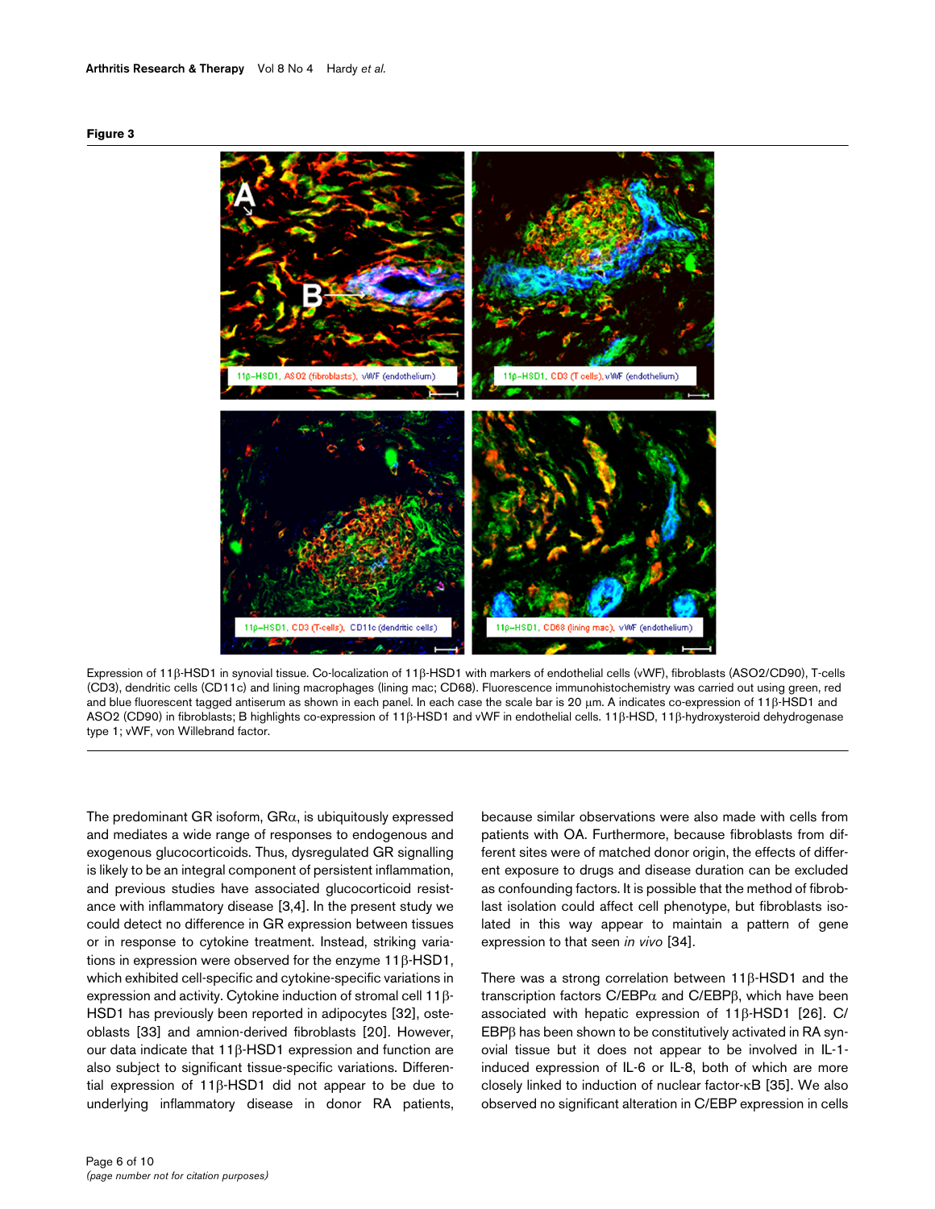**Figure 3**

Expression of 11β-HSD1 in synovial tissue. Co-localization of 11β-HSD1 with markers of endothelial cells (vWF), fibroblasts (ASO2/CD90), T-cells (CD3), dendritic cells (CD11c) and lining macrophages (lining mac; CD68). Fluorescence immunohistochemistry was carried out using green, red and blue fluorescent tagged antiserum as shown in each panel. In each case the scale bar is 20 μm. A indicates co-expression of 11β-HSD1 and ASO2 (CD90) in fibroblasts; B highlights co-expression of 11β-HSD1 and vWF in endothelial cells. 11β-HSD, 11β-hydroxysteroid dehydrogenase type 1; vWF, von Willebrand factor.

The predominant GR isoform, GRα, is ubiquitously expressed and mediates a wide range of responses to endogenous and exogenous glucocorticoids. Thus, dysregulated GR signalling is likely to be an integral component of persistent inflammation, and previous studies have associated glucocorticoid resistance with inflammatory disease [3,4]. In the present study we could detect no difference in GR expression between tissues or in response to cytokine treatment. Instead, striking variations in expression were observed for the enzyme 11β-HSD1, which exhibited cell-specific and cytokine-specific variations in expression and activity. Cytokine induction of stromal cell 11β-HSD1 has previously been reported in adipocytes [32], osteoblasts [33] and amnion-derived fibroblasts [20]. However, our data indicate that 11β-HSD1 expression and function are also subject to significant tissue-specific variations. Differential expression of 11β-HSD1 did not appear to be due to underlying inflammatory disease in donor RA patients, because similar observations were also made with cells from patients with OA. Furthermore, because fibroblasts from different sites were of matched donor origin, the effects of different exposure to drugs and disease duration can be excluded as confounding factors. It is possible that the method of fibroblast isolation could affect cell phenotype, but fibroblasts isolated in this way appear to maintain a pattern of gene expression to that seen *in vivo* [34].

There was a strong correlation between 11β-HSD1 and the transcription factors C/EBPα and C/EBPβ, which have been associated with hepatic expression of 11β-HSD1 [26]. C/EBPβ has been shown to be constitutively activated in RA synovial tissue but it does not appear to be involved in IL-1-induced expression of IL-6 or IL-8, both of which are more closely linked to induction of nuclear factor-κB [35]. We also observed no significant alteration in C/EBP expression in cells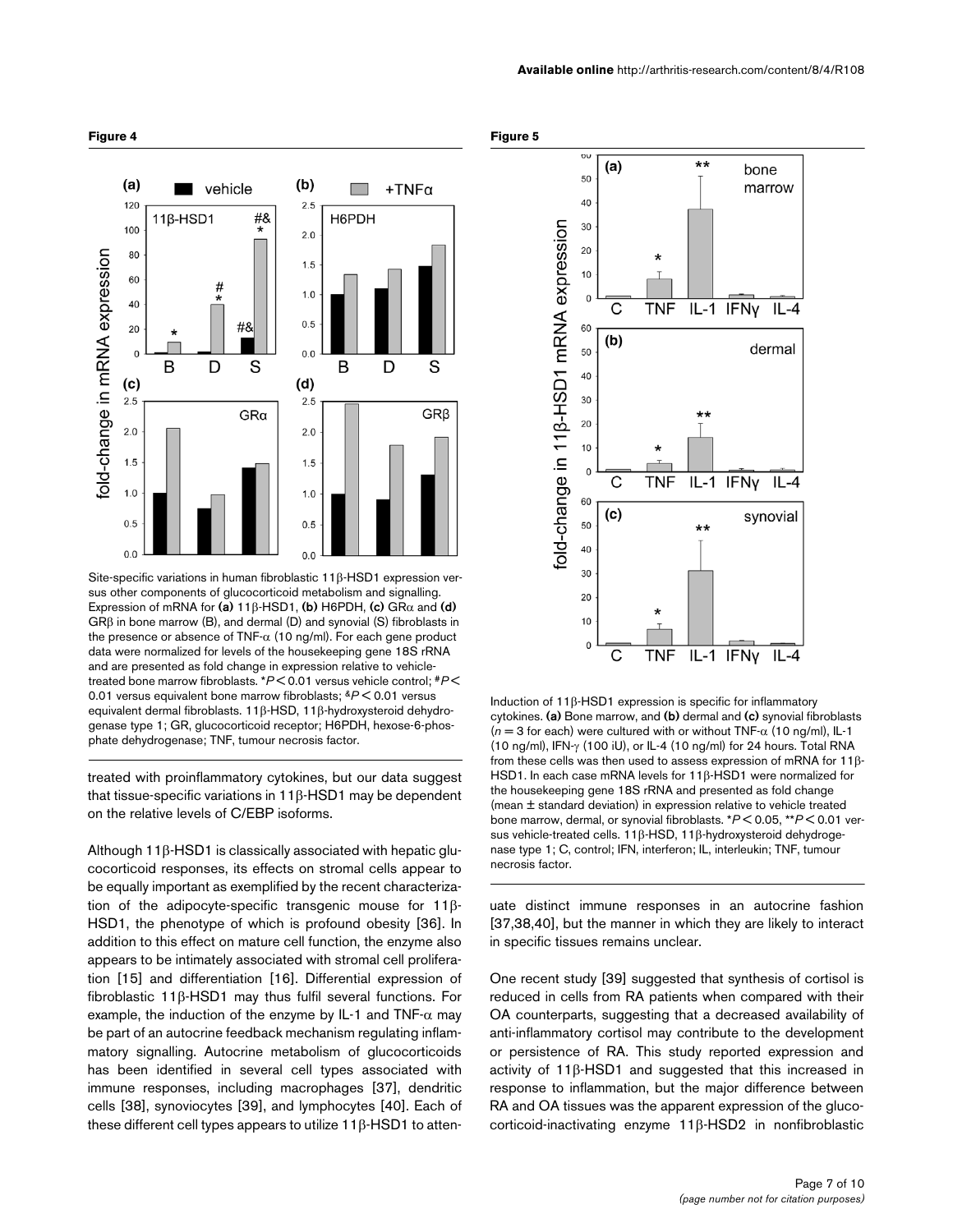**Figure 4**

Site-specific variations in human fibroblastic 11β-HSD1 expression versus other components of glucocorticoid metabolism and signalling. Expression of mRNA for **(a)** 11β-HSD1, **(b)** H6PDH, **(c)** GRα and **(d)** GRβ in bone marrow (B), and dermal (D) and synovial (S) fibroblasts in the presence or absence of TNF-α (10 ng/ml). For each gene product data were normalized for levels of the housekeeping gene 18S rRNA and are presented as fold change in expression relative to vehicle-treated bone marrow fibroblasts. *$P < 0.01$ versus vehicle control; #$P < 0.01$ versus equivalent bone marrow fibroblasts; &$P < 0.01$ versus equivalent dermal fibroblasts. 11β-HSD, 11β-hydroxysteroid dehydrogenase type 1; GR, glucocorticoid receptor; H6PDH, hexose-6-phosphate dehydrogenase; TNF, tumour necrosis factor.

**Figure 5**

Induction of 11β-HSD1 expression is specific for inflammatory cytokines. **(a)** Bone marrow, and **(b)** dermal and **(c)** synovial fibroblasts ($n = 3$ for each) were cultured with or without TNF-α (10 ng/ml), IL-1 (10 ng/ml), IFN-γ (100 iU), or IL-4 (10 ng/ml) for 24 hours. Total RNA from these cells was then used to assess expression of mRNA for 11β-HSD1. In each case mRNA levels for 11β-HSD1 were normalized for the housekeeping gene 18S rRNA and presented as fold change (mean ± standard deviation) in expression relative to vehicle treated bone marrow, dermal, or synovial fibroblasts. *$P < 0.05$, **$P < 0.01$ versus vehicle-treated cells. 11β-HSD, 11β-hydroxysteroid dehydrogenase type 1; C, control; IFN, interferon; IL, interleukin; TNF, tumour necrosis factor.

treated with proinflammatory cytokines, but our data suggest that tissue-specific variations in 11β-HSD1 may be dependent on the relative levels of C/EBP isoforms.

Although 11β-HSD1 is classically associated with hepatic glucocorticoid responses, its effects on stromal cells appear to be equally important as exemplified by the recent characterization of the adipocyte-specific transgenic mouse for 11β-HSD1, the phenotype of which is profound obesity [36]. In addition to this effect on mature cell function, the enzyme also appears to be intimately associated with stromal cell proliferation [15] and differentiation [16]. Differential expression of fibroblastic 11β-HSD1 may thus fulfil several functions. For example, the induction of the enzyme by IL-1 and TNF-α may be part of an autocrine feedback mechanism regulating inflammatory signalling. Autocrine metabolism of glucocorticoids has been identified in several cell types associated with immune responses, including macrophages [37], dendritic cells [38], synoviocytes [39], and lymphocytes [40]. Each of these different cell types appears to utilize 11β-HSD1 to attenuate distinct immune responses in an autocrine fashion [37,38,40], but the manner in which they are likely to interact in specific tissues remains unclear.

One recent study [39] suggested that synthesis of cortisol is reduced in cells from RA patients when compared with their OA counterparts, suggesting that a decreased availability of anti-inflammatory cortisol may contribute to the development or persistence of RA. This study reported expression and activity of 11β-HSD1 and suggested that this increased in response to inflammation, but the major difference between RA and OA tissues was the apparent expression of the glucocorticoid-inactivating enzyme 11β-HSD2 in nonfibroblastic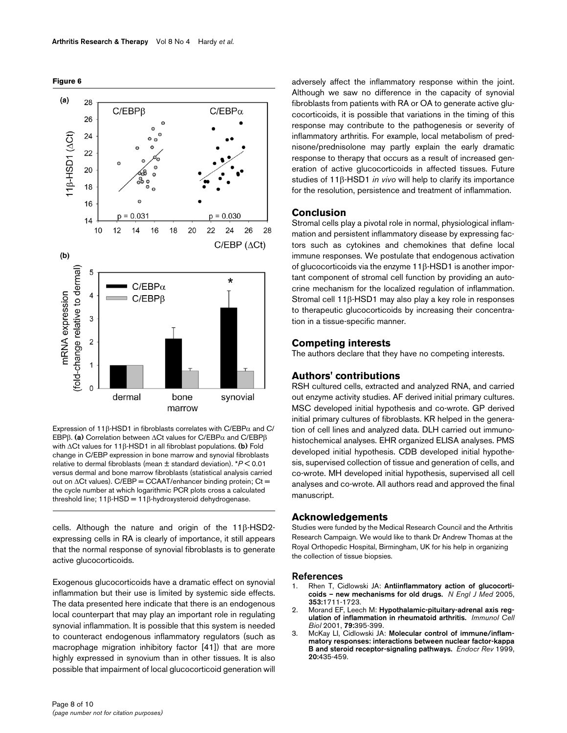**Figure 6**

Expression of 11β-HSD1 in fibroblasts correlates with C/EBPα and C/EBPβ. **(a)** Correlation between ΔCt values for C/EBPα and C/EBPβ with ΔCt values for 11β-HSD1 in all fibroblast populations. **(b)** Fold change in C/EBP expression in bone marrow and synovial fibroblasts relative to dermal fibroblasts (mean ± standard deviation). *$P < 0.01$ versus dermal and bone marrow fibroblasts (statistical analysis carried out on ΔCt values). C/EBP = CCAAT/enhancer binding protein; Ct = the cycle number at which logarithmic PCR plots cross a calculated threshold line; 11β-HSD = 11β-hydroxysteroid dehydrogenase.

cells. Although the nature and origin of the 11β-HSD2-expressing cells in RA is clearly of importance, it still appears that the normal response of synovial fibroblasts is to generate active glucocorticoids.

Exogenous glucocorticoids have a dramatic effect on synovial inflammation but their use is limited by systemic side effects. The data presented here indicate that there is an endogenous local counterpart that may play an important role in regulating synovial inflammation. It is possible that this system is needed to counteract endogenous inflammatory regulators (such as macrophage migration inhibitory factor [41]) that are more highly expressed in synovium than in other tissues. It is also possible that impairment of local glucocorticoid generation will adversely affect the inflammatory response within the joint. Although we saw no difference in the capacity of synovial fibroblasts from patients with RA or OA to generate active glucocorticoids, it is possible that variations in the timing of this response may contribute to the pathogenesis or severity of inflammatory arthritis. For example, local metabolism of prednisone/prednisolone may partly explain the early dramatic response to therapy that occurs as a result of increased generation of active glucocorticoids in affected tissues. Future studies of 11β-HSD1 *in vivo* will help to clarify its importance for the resolution, persistence and treatment of inflammation.

## Conclusion

Stromal cells play a pivotal role in normal, physiological inflammation and persistent inflammatory disease by expressing factors such as cytokines and chemokines that define local immune responses. We postulate that endogenous activation of glucocorticoids via the enzyme 11β-HSD1 is another important component of stromal cell function by providing an autocrine mechanism for the localized regulation of inflammation. Stromal cell 11β-HSD1 may also play a key role in responses to therapeutic glucocorticoids by increasing their concentration in a tissue-specific manner.

## Competing interests

The authors declare that they have no competing interests.

## Authors' contributions

RSH cultured cells, extracted and analyzed RNA, and carried out enzyme activity studies. AF derived initial primary cultures. MSC developed initial hypothesis and co-wrote. GP derived initial primary cultures of fibroblasts. KR helped in the generation of cell lines and analyzed data. DLH carried out immunohistochemical analyses. EHR organized ELISA analyses. PMS developed initial hypothesis. CDB developed initial hypothesis, supervised collection of tissue and generation of cells, and co-wrote. MH developed initial hypothesis, supervised all cell analyses and co-wrote. All authors read and approved the final manuscript.

## Acknowledgements

Studies were funded by the Medical Research Council and the Arthritis Research Campaign. We would like to thank Dr Andrew Thomas at the Royal Orthopedic Hospital, Birmingham, UK for his help in organizing the collection of tissue biopsies.

## References

1. Rhen T, Cidlowski JA: **Antiinflammatory action of glucocorticoids – new mechanisms for old drugs.** *N Engl J Med* 2005, **353:**1711-1723.
2. Morand EF, Leech M: **Hypothalamic-pituitary-adrenal axis regulation of inflammation in rheumatoid arthritis.** *Immunol Cell Biol* 2001, **79:**395-399.
3. McKay LI, Cidlowski JA: **Molecular control of immune/inflammatory responses: interactions between nuclear factor-kappa B and steroid receptor-signaling pathways.** *Endocr Rev* 1999, **20:**435-459.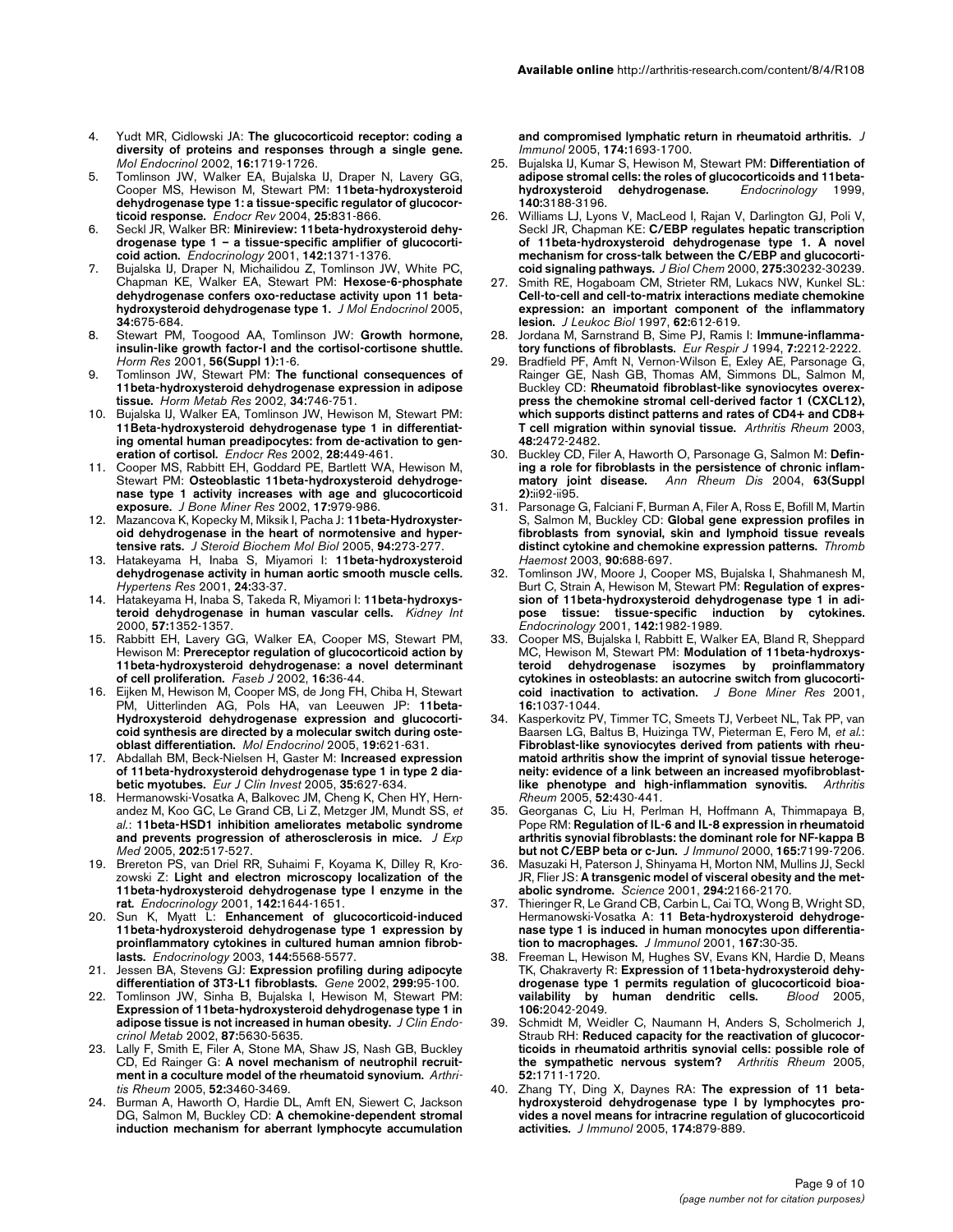4. Yudt MR, Cidlowski JA: **The glucocorticoid receptor: coding a diversity of proteins and responses through a single gene.** *Mol Endocrinol* 2002, **16:**1719-1726.
5. Tomlinson JW, Walker EA, Bujalska IJ, Draper N, Lavery GG, Cooper MS, Hewison M, Stewart PM: **11beta-hydroxysteroid dehydrogenase type 1: a tissue-specific regulator of glucocorticoid response.** *Endocr Rev* 2004, **25:**831-866.
6. Seckl JR, Walker BR: **Minireview: 11beta-hydroxysteroid dehydrogenase type 1 – a tissue-specific amplifier of glucocorticoid action.** *Endocrinology* 2001, **142:**1371-1376.
7. Bujalska IJ, Draper N, Michailidou Z, Tomlinson JW, White PC, Chapman KE, Walker EA, Stewart PM: **Hexose-6-phosphate dehydrogenase confers oxo-reductase activity upon 11 beta-hydroxysteroid dehydrogenase type 1.** *J Mol Endocrinol* 2005, **34:**675-684.
8. Stewart PM, Toogood AA, Tomlinson JW: **Growth hormone, insulin-like growth factor-I and the cortisol-cortisone shuttle.** *Horm Res* 2001, **56(Suppl 1):**1-6.
9. Tomlinson JW, Stewart PM: **The functional consequences of 11beta-hydroxysteroid dehydrogenase expression in adipose tissue.** *Horm Metab Res* 2002, **34:**746-751.
10. Bujalska IJ, Walker EA, Tomlinson JW, Hewison M, Stewart PM: **11Beta-hydroxysteroid dehydrogenase type 1 in differentiating omental human preadipocytes: from de-activation to generation of cortisol.** *Endocr Res* 2002, **28:**449-461.
11. Cooper MS, Rabbitt EH, Goddard PE, Bartlett WA, Hewison M, Stewart PM: **Osteoblastic 11beta-hydroxysteroid dehydrogenase type 1 activity increases with age and glucocorticoid exposure.** *J Bone Miner Res* 2002, **17:**979-986.
12. Mazancova K, Kopecky M, Miksik I, Pacha J: **11beta-Hydroxysteroid dehydrogenase in the heart of normotensive and hypertensive rats.** *J Steroid Biochem Mol Biol* 2005, **94:**273-277.
13. Hatakeyama H, Inaba S, Miyamori I: **11beta-hydroxysteroid dehydrogenase activity in human aortic smooth muscle cells.** *Hypertens Res* 2001, **24:**33-37.
14. Hatakeyama H, Inaba S, Takeda R, Miyamori I: **11beta-hydroxysteroid dehydrogenase in human vascular cells.** *Kidney Int* 2000, **57:**1352-1357.
15. Rabbitt EH, Lavery GG, Walker EA, Cooper MS, Stewart PM, Hewison M: **Prereceptor regulation of glucocorticoid action by 11beta-hydroxysteroid dehydrogenase: a novel determinant of cell proliferation.** *Faseb J* 2002, **16:**36-44.
16. Eijken M, Hewison M, Cooper MS, de Jong FH, Chiba H, Stewart PM, Uitterlinden AG, Pols HA, van Leeuwen JP: **11beta-Hydroxysteroid dehydrogenase expression and glucocorticoid synthesis are directed by a molecular switch during osteoblast differentiation.** *Mol Endocrinol* 2005, **19:**621-631.
17. Abdallah BM, Beck-Nielsen H, Gaster M: **Increased expression of 11beta-hydroxysteroid dehydrogenase type 1 in type 2 diabetic myotubes.** *Eur J Clin Invest* 2005, **35:**627-634.
18. Hermanowski-Vosatka A, Balkovec JM, Cheng K, Chen HY, Hernandez M, Koo GC, Le Grand CB, Li Z, Metzger JM, Mundt SS, *et al.*: **11beta-HSD1 inhibition ameliorates metabolic syndrome and prevents progression of atherosclerosis in mice.** *J Exp Med* 2005, **202:**517-527.
19. Brereton PS, van Driel RR, Suhaimi F, Koyama K, Dilley R, Krozowski Z: **Light and electron microscopy localization of the 11beta-hydroxysteroid dehydrogenase type I enzyme in the rat.** *Endocrinology* 2001, **142:**1644-1651.
20. Sun K, Myatt L: **Enhancement of glucocorticoid-induced 11beta-hydroxysteroid dehydrogenase type 1 expression by proinflammatory cytokines in cultured human amnion fibroblasts.** *Endocrinology* 2003, **144:**5568-5577.
21. Jessen BA, Stevens GJ: **Expression profiling during adipocyte differentiation of 3T3-L1 fibroblasts.** *Gene* 2002, **299:**95-100.
22. Tomlinson JW, Sinha B, Bujalska I, Hewison M, Stewart PM: **Expression of 11beta-hydroxysteroid dehydrogenase type 1 in adipose tissue is not increased in human obesity.** *J Clin Endocrinol Metab* 2002, **87:**5630-5635.
23. Lally F, Smith E, Filer A, Stone MA, Shaw JS, Nash GB, Buckley CD, Ed Rainger G: **A novel mechanism of neutrophil recruitment in a coculture model of the rheumatoid synovium.** *Arthritis Rheum* 2005, **52:**3460-3469.
24. Burman A, Haworth O, Hardie DL, Amft EN, Siewert C, Jackson DG, Salmon M, Buckley CD: **A chemokine-dependent stromal induction mechanism for aberrant lymphocyte accumulation and compromised lymphatic return in rheumatoid arthritis.** *J Immunol* 2005, **174:**1693-1700.
25. Bujalska IJ, Kumar S, Hewison M, Stewart PM: **Differentiation of adipose stromal cells: the roles of glucocorticoids and 11beta-hydroxysteroid dehydrogenase.** *Endocrinology* 1999, **140:**3188-3196.
26. Williams LJ, Lyons V, MacLeod I, Rajan V, Darlington GJ, Poli V, Seckl JR, Chapman KE: **C/EBP regulates hepatic transcription of 11beta-hydroxysteroid dehydrogenase type 1. A novel mechanism for cross-talk between the C/EBP and glucocorticoid signaling pathways.** *J Biol Chem* 2000, **275:**30232-30239.
27. Smith RE, Hogaboam CM, Strieter RM, Lukacs NW, Kunkel SL: **Cell-to-cell and cell-to-matrix interactions mediate chemokine expression: an important component of the inflammatory lesion.** *J Leukoc Biol* 1997, **62:**612-619.
28. Jordana M, Sarnstrand B, Sime PJ, Ramis I: **Immune-inflammatory functions of fibroblasts.** *Eur Respir J* 1994, **7:**2212-2222.
29. Bradfield PF, Amft N, Vernon-Wilson E, Exley AE, Parsonage G, Rainger GE, Nash GB, Thomas AM, Simmons DL, Salmon M, Buckley CD: **Rheumatoid fibroblast-like synoviocytes overexpress the chemokine stromal cell-derived factor 1 (CXCL12), which supports distinct patterns and rates of CD4+ and CD8+ T cell migration within synovial tissue.** *Arthritis Rheum* 2003, **48:**2472-2482.
30. Buckley CD, Filer A, Haworth O, Parsonage G, Salmon M: **Defining a role for fibroblasts in the persistence of chronic inflammatory joint disease.** *Ann Rheum Dis* 2004, **63(Suppl 2):**ii92-ii95.
31. Parsonage G, Falciani F, Burman A, Filer A, Ross E, Bofill M, Martin S, Salmon M, Buckley CD: **Global gene expression profiles in fibroblasts from synovial, skin and lymphoid tissue reveals distinct cytokine and chemokine expression patterns.** *Thromb Haemost* 2003, **90:**688-697.
32. Tomlinson JW, Moore J, Cooper MS, Bujalska I, Shahmanesh M, Burt C, Strain A, Hewison M, Stewart PM: **Regulation of expression of 11beta-hydroxysteroid dehydrogenase type 1 in adipose tissue: tissue-specific induction by cytokines.** *Endocrinology* 2001, **142:**1982-1989.
33. Cooper MS, Bujalska I, Rabbitt E, Walker EA, Bland R, Sheppard MC, Hewison M, Stewart PM: **Modulation of 11beta-hydroxysteroid dehydrogenase isozymes by proinflammatory cytokines in osteoblasts: an autocrine switch from glucocorticoid inactivation to activation.** *J Bone Miner Res* 2001, **16:**1037-1044.
34. Kasperkovitz PV, Timmer TC, Smeets TJ, Verbeet NL, Tak PP, van Baarsen LG, Baltus B, Huizinga TW, Pieterman E, Fero M, *et al.*: **Fibroblast-like synoviocytes derived from patients with rheumatoid arthritis show the imprint of synovial tissue heterogeneity: evidence of a link between an increased myofibroblast-like phenotype and high-inflammation synovitis.** *Arthritis Rheum* 2005, **52:**430-441.
35. Georganas C, Liu H, Perlman H, Hoffmann A, Thimmapaya B, Pope RM: **Regulation of IL-6 and IL-8 expression in rheumatoid arthritis synovial fibroblasts: the dominant role for NF-kappa B but not C/EBP beta or c-Jun.** *J Immunol* 2000, **165:**7199-7206.
36. Masuzaki H, Paterson J, Shinyama H, Morton NM, Mullins JJ, Seckl JR, Flier JS: **A transgenic model of visceral obesity and the metabolic syndrome.** *Science* 2001, **294:**2166-2170.
37. Thieringer R, Le Grand CB, Carbin L, Cai TQ, Wong B, Wright SD, Hermanowski-Vosatka A: **11 Beta-hydroxysteroid dehydrogenase type 1 is induced in human monocytes upon differentiation to macrophages.** *J Immunol* 2001, **167:**30-35.
38. Freeman L, Hewison M, Hughes SV, Evans KN, Hardie D, Means TK, Chakraverty R: **Expression of 11beta-hydroxysteroid dehydrogenase type 1 permits regulation of glucocorticoid bioavailability by human dendritic cells.** *Blood* 2005, **106:**2042-2049.
39. Schmidt M, Weidler C, Naumann H, Anders S, Scholmerich J, Straub RH: **Reduced capacity for the reactivation of glucocorticoids in rheumatoid arthritis synovial cells: possible role of the sympathetic nervous system?** *Arthritis Rheum* 2005, **52:**1711-1720.
40. Zhang TY, Ding X, Daynes RA: **The expression of 11 beta-hydroxysteroid dehydrogenase type I by lymphocytes provides a novel means for intracrine regulation of glucocorticoid activities.** *J Immunol* 2005, **174:**879-889.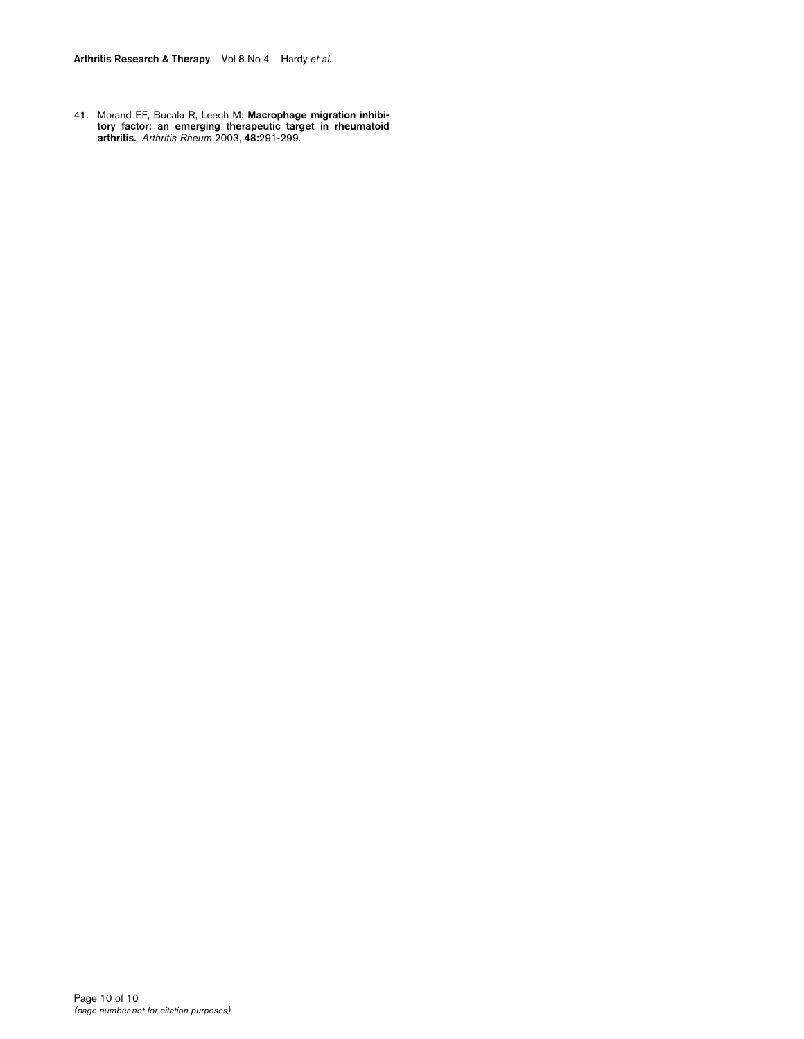41. Morand EF, Bucala R, Leech M: **Macrophage migration inhibitory factor: an emerging therapeutic target in rheumatoid arthritis.** *Arthritis Rheum* 2003, **48:**291-299.